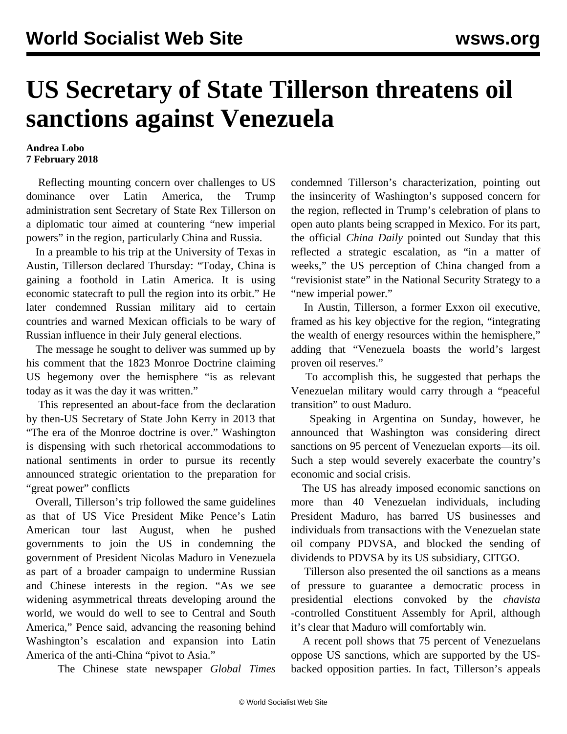# US Secretary of State Tillerson threatens oil sanctions against Venezuela

**Andrea Lobo**
**7 February 2018**

Reflecting mounting concern over challenges to US dominance over Latin America, the Trump administration sent Secretary of State Rex Tillerson on a diplomatic tour aimed at countering "new imperial powers" in the region, particularly China and Russia.

In a preamble to his trip at the University of Texas in Austin, Tillerson declared Thursday: "Today, China is gaining a foothold in Latin America. It is using economic statecraft to pull the region into its orbit." He later condemned Russian military aid to certain countries and warned Mexican officials to be wary of Russian influence in their July general elections.

The message he sought to deliver was summed up by his comment that the 1823 Monroe Doctrine claiming US hegemony over the hemisphere "is as relevant today as it was the day it was written."

This represented an about-face from the declaration by then-US Secretary of State John Kerry in 2013 that "The era of the Monroe doctrine is over." Washington is dispensing with such rhetorical accommodations to national sentiments in order to pursue its recently announced strategic orientation to the preparation for "great power" conflicts

Overall, Tillerson's trip followed the same guidelines as that of US Vice President Mike Pence's Latin American tour last August, when he pushed governments to join the US in condemning the government of President Nicolas Maduro in Venezuela as part of a broader campaign to undermine Russian and Chinese interests in the region. "As we see widening asymmetrical threats developing around the world, we would do well to see to Central and South America," Pence said, advancing the reasoning behind Washington's escalation and expansion into Latin America of the anti-China "pivot to Asia."

The Chinese state newspaper *Global Times* condemned Tillerson's characterization, pointing out the insincerity of Washington's supposed concern for the region, reflected in Trump's celebration of plans to open auto plants being scrapped in Mexico. For its part, the official *China Daily* pointed out Sunday that this reflected a strategic escalation, as "in a matter of weeks," the US perception of China changed from a "revisionist state" in the National Security Strategy to a "new imperial power."

In Austin, Tillerson, a former Exxon oil executive, framed as his key objective for the region, "integrating the wealth of energy resources within the hemisphere," adding that "Venezuela boasts the world's largest proven oil reserves."

To accomplish this, he suggested that perhaps the Venezuelan military would carry through a "peaceful transition" to oust Maduro.

Speaking in Argentina on Sunday, however, he announced that Washington was considering direct sanctions on 95 percent of Venezuelan exports—its oil. Such a step would severely exacerbate the country's economic and social crisis.

The US has already imposed economic sanctions on more than 40 Venezuelan individuals, including President Maduro, has barred US businesses and individuals from transactions with the Venezuelan state oil company PDVSA, and blocked the sending of dividends to PDVSA by its US subsidiary, CITGO.

Tillerson also presented the oil sanctions as a means of pressure to guarantee a democratic process in presidential elections convoked by the *chavista*-controlled Constituent Assembly for April, although it's clear that Maduro will comfortably win.

A recent poll shows that 75 percent of Venezuelans oppose US sanctions, which are supported by the US-backed opposition parties. In fact, Tillerson's appeals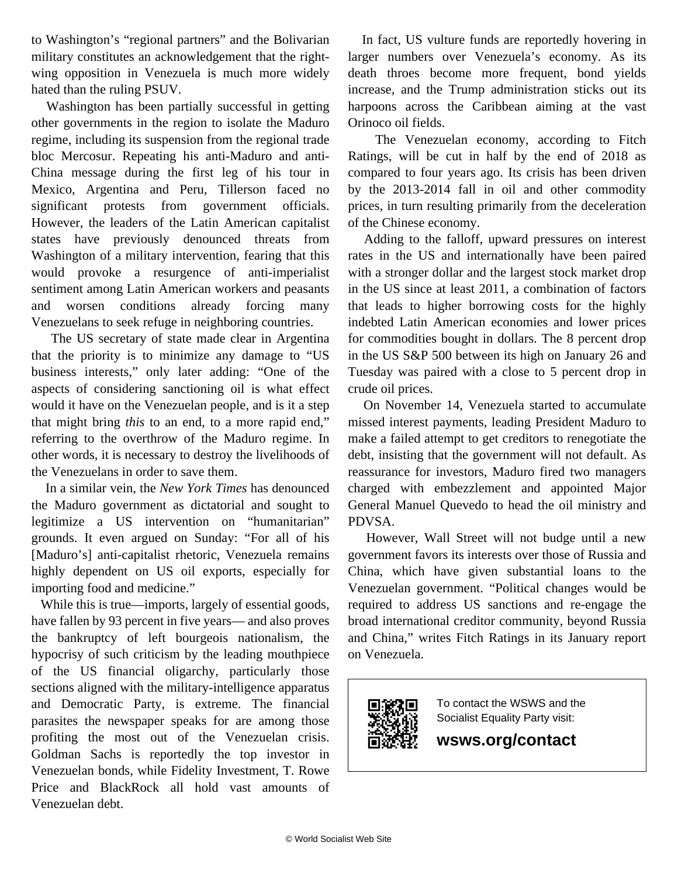to Washington's "regional partners" and the Bolivarian military constitutes an acknowledgement that the right-wing opposition in Venezuela is much more widely hated than the ruling PSUV.

Washington has been partially successful in getting other governments in the region to isolate the Maduro regime, including its suspension from the regional trade bloc Mercosur. Repeating his anti-Maduro and anti-China message during the first leg of his tour in Mexico, Argentina and Peru, Tillerson faced no significant protests from government officials. However, the leaders of the Latin American capitalist states have previously denounced threats from Washington of a military intervention, fearing that this would provoke a resurgence of anti-imperialist sentiment among Latin American workers and peasants and worsen conditions already forcing many Venezuelans to seek refuge in neighboring countries.

The US secretary of state made clear in Argentina that the priority is to minimize any damage to "US business interests," only later adding: "One of the aspects of considering sanctioning oil is what effect would it have on the Venezuelan people, and is it a step that might bring *this* to an end, to a more rapid end," referring to the overthrow of the Maduro regime. In other words, it is necessary to destroy the livelihoods of the Venezuelans in order to save them.

In a similar vein, the *New York Times* has denounced the Maduro government as dictatorial and sought to legitimize a US intervention on "humanitarian" grounds. It even argued on Sunday: "For all of his [Maduro's] anti-capitalist rhetoric, Venezuela remains highly dependent on US oil exports, especially for importing food and medicine."

While this is true—imports, largely of essential goods, have fallen by 93 percent in five years— and also proves the bankruptcy of left bourgeois nationalism, the hypocrisy of such criticism by the leading mouthpiece of the US financial oligarchy, particularly those sections aligned with the military-intelligence apparatus and Democratic Party, is extreme. The financial parasites the newspaper speaks for are among those profiting the most out of the Venezuelan crisis. Goldman Sachs is reportedly the top investor in Venezuelan bonds, while Fidelity Investment, T. Rowe Price and BlackRock all hold vast amounts of Venezuelan debt.

In fact, US vulture funds are reportedly hovering in larger numbers over Venezuela's economy. As its death throes become more frequent, bond yields increase, and the Trump administration sticks out its harpoons across the Caribbean aiming at the vast Orinoco oil fields.

The Venezuelan economy, according to Fitch Ratings, will be cut in half by the end of 2018 as compared to four years ago. Its crisis has been driven by the 2013-2014 fall in oil and other commodity prices, in turn resulting primarily from the deceleration of the Chinese economy.

Adding to the falloff, upward pressures on interest rates in the US and internationally have been paired with a stronger dollar and the largest stock market drop in the US since at least 2011, a combination of factors that leads to higher borrowing costs for the highly indebted Latin American economies and lower prices for commodities bought in dollars. The 8 percent drop in the US S&P 500 between its high on January 26 and Tuesday was paired with a close to 5 percent drop in crude oil prices.

On November 14, Venezuela started to accumulate missed interest payments, leading President Maduro to make a failed attempt to get creditors to renegotiate the debt, insisting that the government will not default. As reassurance for investors, Maduro fired two managers charged with embezzlement and appointed Major General Manuel Quevedo to head the oil ministry and PDVSA.

However, Wall Street will not budge until a new government favors its interests over those of Russia and China, which have given substantial loans to the Venezuelan government. "Political changes would be required to address US sanctions and re-engage the broad international creditor community, beyond Russia and China," writes Fitch Ratings in its January report on Venezuela.

To contact the WSWS and the Socialist Equality Party visit:

**wsws.org/contact**